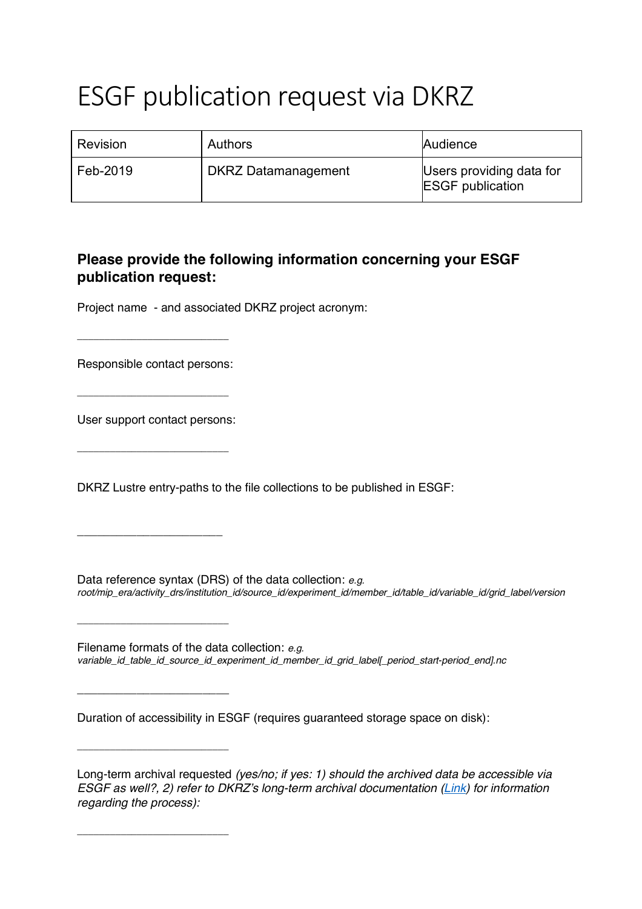# ESGF publication request via DKRZ

| Revision | Authors | Audience |
| --- | --- | --- |
| Feb-2019 | DKRZ Datamanagement | Users providing data for ESGF publication |

### Please provide the following information concerning your ESGF publication request:

Project name - and associated DKRZ project acronym:

_______________________

Responsible contact persons:

_______________________

User support contact persons:

_______________________

DKRZ Lustre entry-paths to the file collections to be published in ESGF:

_______________________

Data reference syntax (DRS) of the data collection: *e.g. root/mip_era/activity_drs/institution_id/source_id/experiment_id/member_id/table_id/variable_id/grid_label/version*

_______________________

Filename formats of the data collection: *e.g. variable_id_table_id_source_id_experiment_id_member_id_grid_label[_period_start-period_end].nc*

_______________________

Duration of accessibility in ESGF (requires guaranteed storage space on disk):

_______________________

Long-term archival requested *(yes/no; if yes: 1) should the archived data be accessible via ESGF as well?, 2) refer to DKRZ's long-term archival documentation (Link) for information regarding the process):*

_______________________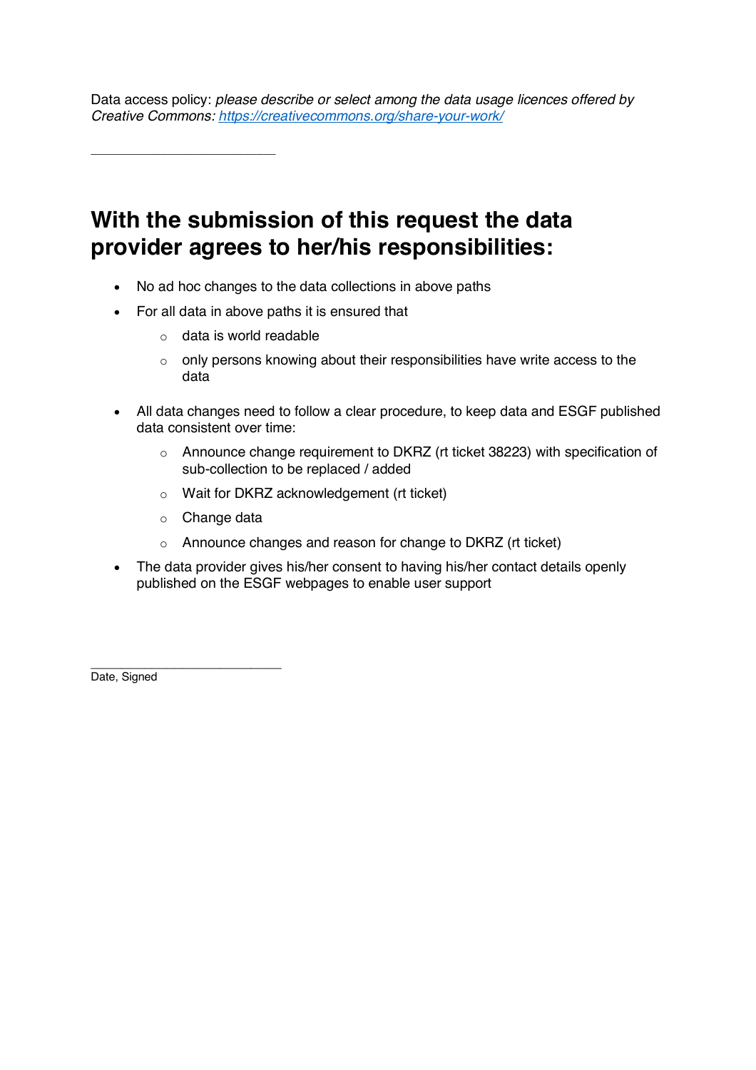Data access policy: *please describe or select among the data usage licences offered by Creative Commons: [https://creativecommons.org/share-your-work/](https://creativecommons.org/share-your-work/)*

\_\_\_\_\_\_\_\_\_\_\_\_\_\_\_\_\_\_\_\_\_\_\_\_\_\_

## With the submission of this request the data provider agrees to her/his responsibilities:

- No ad hoc changes to the data collections in above paths
- For all data in above paths it is ensured that
    - data is world readable
    - only persons knowing about their responsibilities have write access to the data
- All data changes need to follow a clear procedure, to keep data and ESGF published data consistent over time:
    - Announce change requirement to DKRZ (rt ticket 38223) with specification of sub-collection to be replaced / added
    - Wait for DKRZ acknowledgement (rt ticket)
    - Change data
    - Announce changes and reason for change to DKRZ (rt ticket)
- The data provider gives his/her consent to having his/her contact details openly published on the ESGF webpages to enable user support

\_\_\_\_\_\_\_\_\_\_\_\_\_\_\_\_\_\_\_\_\_\_\_\_\_\_\_\_

Date, Signed